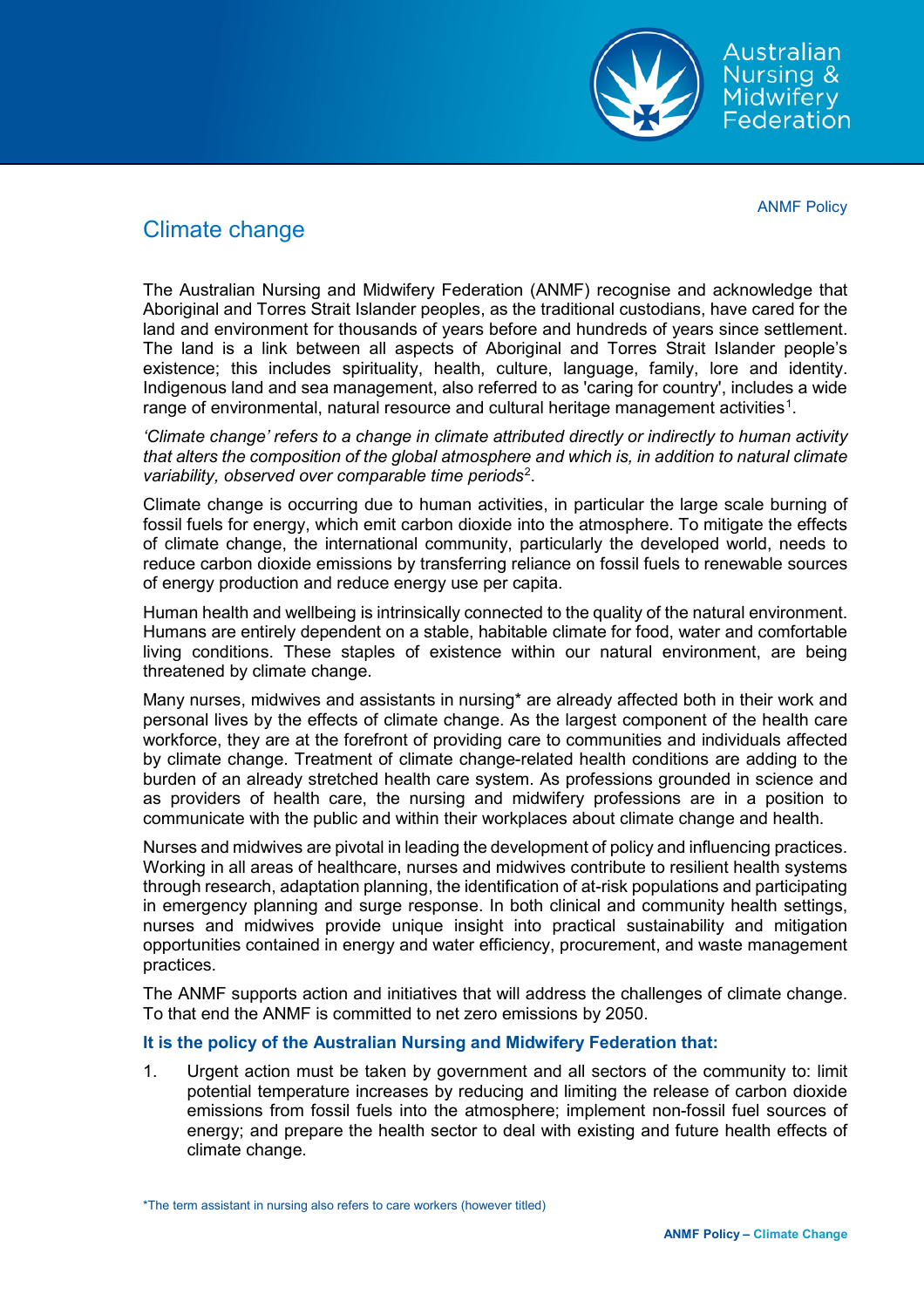ANMF Policy

# Climate change

The Australian Nursing and Midwifery Federation (ANMF) recognise and acknowledge that Aboriginal and Torres Strait Islander peoples, as the traditional custodians, have cared for the land and environment for thousands of years before and hundreds of years since settlement. The land is a link between all aspects of Aboriginal and Torres Strait Islander people's existence; this includes spirituality, health, culture, language, family, lore and identity. Indigenous land and sea management, also referred to as 'caring for country', includes a wide range of environmental, natural resource and cultural heritage management activities[1].

*'Climate change' refers to a change in climate attributed directly or indirectly to human activity that alters the composition of the global atmosphere and which is, in addition to natural climate variability, observed over comparable time periods*[2].

Climate change is occurring due to human activities, in particular the large scale burning of fossil fuels for energy, which emit carbon dioxide into the atmosphere. To mitigate the effects of climate change, the international community, particularly the developed world, needs to reduce carbon dioxide emissions by transferring reliance on fossil fuels to renewable sources of energy production and reduce energy use per capita.

Human health and wellbeing is intrinsically connected to the quality of the natural environment. Humans are entirely dependent on a stable, habitable climate for food, water and comfortable living conditions. These staples of existence within our natural environment, are being threatened by climate change.

Many nurses, midwives and assistants in nursing* are already affected both in their work and personal lives by the effects of climate change. As the largest component of the health care workforce, they are at the forefront of providing care to communities and individuals affected by climate change. Treatment of climate change-related health conditions are adding to the burden of an already stretched health care system. As professions grounded in science and as providers of health care, the nursing and midwifery professions are in a position to communicate with the public and within their workplaces about climate change and health.

Nurses and midwives are pivotal in leading the development of policy and influencing practices. Working in all areas of healthcare, nurses and midwives contribute to resilient health systems through research, adaptation planning, the identification of at-risk populations and participating in emergency planning and surge response. In both clinical and community health settings, nurses and midwives provide unique insight into practical sustainability and mitigation opportunities contained in energy and water efficiency, procurement, and waste management practices.

The ANMF supports action and initiatives that will address the challenges of climate change. To that end the ANMF is committed to net zero emissions by 2050.

**It is the policy of the Australian Nursing and Midwifery Federation that:**

1. Urgent action must be taken by government and all sectors of the community to: limit potential temperature increases by reducing and limiting the release of carbon dioxide emissions from fossil fuels into the atmosphere; implement non-fossil fuel sources of energy; and prepare the health sector to deal with existing and future health effects of climate change.

*The term assistant in nursing also refers to care workers (however titled)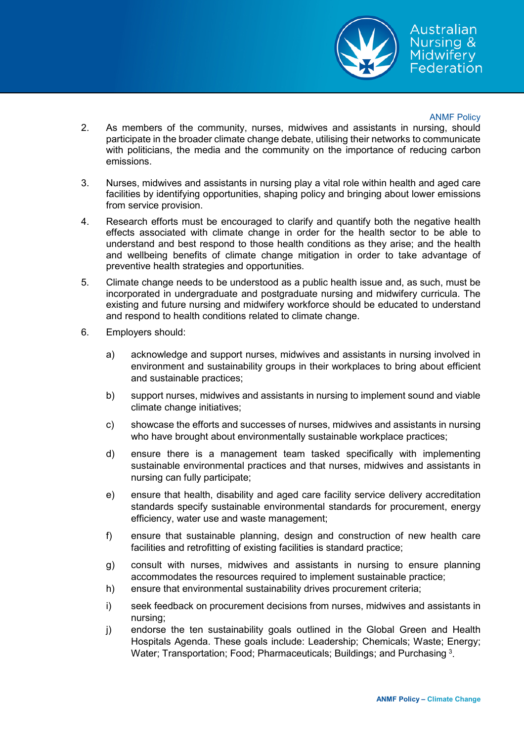2. As members of the community, nurses, midwives and assistants in nursing, should participate in the broader climate change debate, utilising their networks to communicate with politicians, the media and the community on the importance of reducing carbon emissions.

3. Nurses, midwives and assistants in nursing play a vital role within health and aged care facilities by identifying opportunities, shaping policy and bringing about lower emissions from service provision.

4. Research efforts must be encouraged to clarify and quantify both the negative health effects associated with climate change in order for the health sector to be able to understand and best respond to those health conditions as they arise; and the health and wellbeing benefits of climate change mitigation in order to take advantage of preventive health strategies and opportunities.

5. Climate change needs to be understood as a public health issue and, as such, must be incorporated in undergraduate and postgraduate nursing and midwifery curricula. The existing and future nursing and midwifery workforce should be educated to understand and respond to health conditions related to climate change.

6. Employers should:

   a) acknowledge and support nurses, midwives and assistants in nursing involved in environment and sustainability groups in their workplaces to bring about efficient and sustainable practices;

   b) support nurses, midwives and assistants in nursing to implement sound and viable climate change initiatives;

   c) showcase the efforts and successes of nurses, midwives and assistants in nursing who have brought about environmentally sustainable workplace practices;

   d) ensure there is a management team tasked specifically with implementing sustainable environmental practices and that nurses, midwives and assistants in nursing can fully participate;

   e) ensure that health, disability and aged care facility service delivery accreditation standards specify sustainable environmental standards for procurement, energy efficiency, water use and waste management;

   f) ensure that sustainable planning, design and construction of new health care facilities and retrofitting of existing facilities is standard practice;

   g) consult with nurses, midwives and assistants in nursing to ensure planning accommodates the resources required to implement sustainable practice;

   h) ensure that environmental sustainability drives procurement criteria;

   i) seek feedback on procurement decisions from nurses, midwives and assistants in nursing;

   j) endorse the ten sustainability goals outlined in the Global Green and Health Hospitals Agenda. These goals include: Leadership; Chemicals; Waste; Energy; Water; Transportation; Food; Pharmaceuticals; Buildings; and Purchasing [3].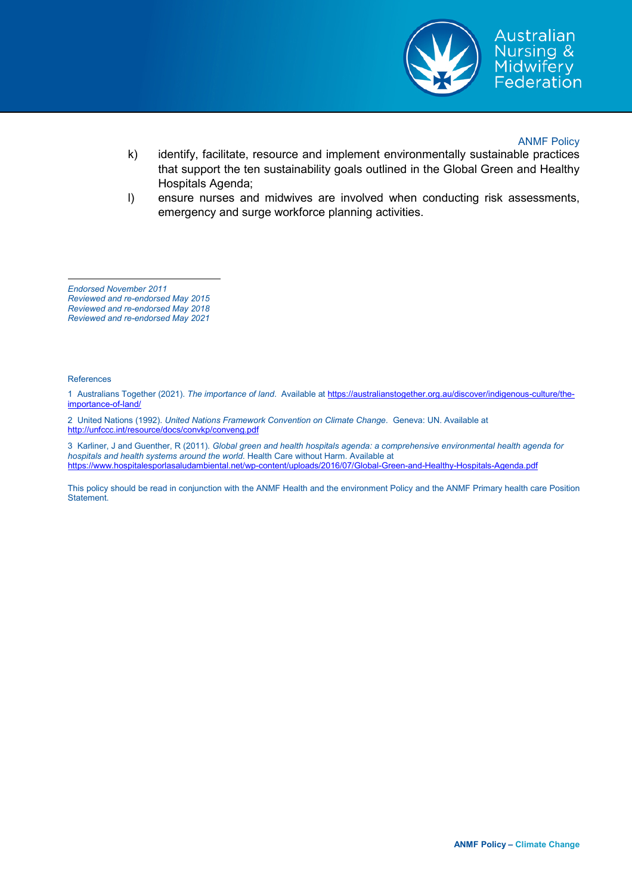k) identify, facilitate, resource and implement environmentally sustainable practices that support the ten sustainability goals outlined in the Global Green and Healthy Hospitals Agenda;

l) ensure nurses and midwives are involved when conducting risk assessments, emergency and surge workforce planning activities.

---

*Endorsed November 2011*
*Reviewed and re-endorsed May 2015*
*Reviewed and re-endorsed May 2018*
*Reviewed and re-endorsed May 2021*

References

1 Australians Together (2021). *The importance of land*. Available at https://australianstogether.org.au/discover/indigenous-culture/the-importance-of-land/

2 United Nations (1992). *United Nations Framework Convention on Climate Change*. Geneva: UN. Available at http://unfccc.int/resource/docs/convkp/conveng.pdf

3 Karliner, J and Guenther, R (2011). *Global green and health hospitals agenda: a comprehensive environmental health agenda for hospitals and health systems around the world*. Health Care without Harm. Available at https://www.hospitalesporlasaludambiental.net/wp-content/uploads/2016/07/Global-Green-and-Healthy-Hospitals-Agenda.pdf

This policy should be read in conjunction with the ANMF Health and the environment Policy and the ANMF Primary health care Position Statement.